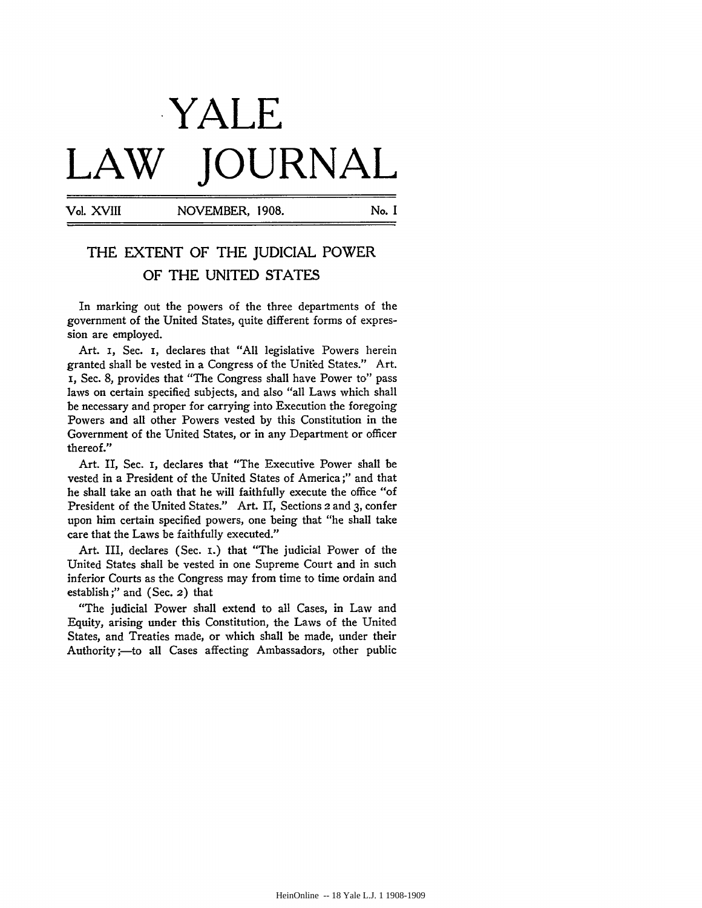# YALE LAW JOURNAL

Vol. XVIII NOVEMBER, 1908. No. I

## THE EXTENT OF THE JUDICIAL POWER OF THE UNITED STATES

In marking out the powers of the three departments of the government of the United States, quite different forms of expression are employed.

Art. I, Sec. I, declares that "All legislative Powers herein granted shall be vested in a Congress of the United States." Art. I, Sec. 8, provides that "The Congress shall have Power to" pass laws on certain specified subjects, and also "all Laws which shall be necessary and proper for carrying into Execution the foregoing Powers and all other Powers vested by this Constitution in the Government of the United States, or in any Department or officer thereof."

Art. II, Sec. I, declares that "The Executive Power shall be vested in a President of the United States of America;" and that he shall take an oath that he will faithfully execute the office "of President of the United States." Art. II, Sections 2 and 3, confer upon him certain specified powers, one being that "he shall take care that the Laws be faithfully executed."

Art. III, declares (Sec. I.) that "The judicial Power of the United States shall be vested in one Supreme Court and in such inferior Courts as the Congress may from time to time ordain and establish;" and (Sec. 2) that

"The judicial Power shall extend to all Cases, in Law and Equity, arising under this Constitution, the Laws of the United States, and Treaties made, or which shall be made, under their Authority;—to all Cases affecting Ambassadors, other public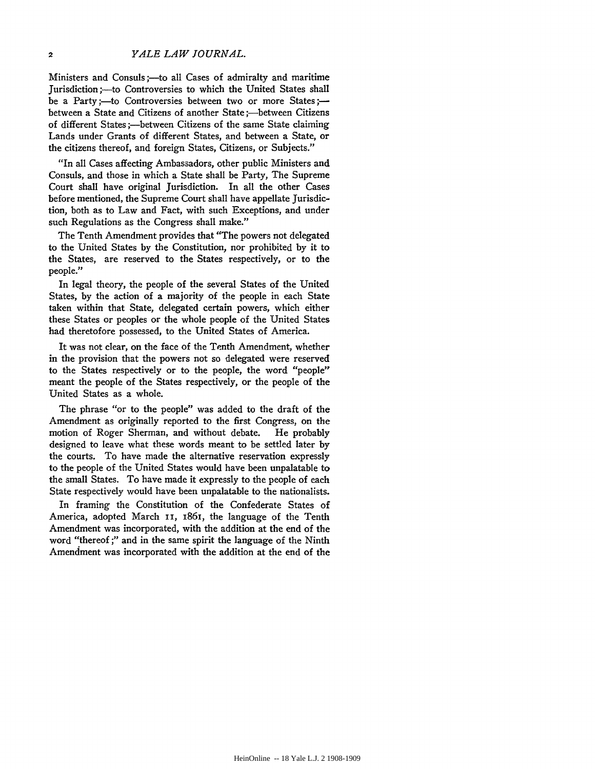Ministers and Consuls;—to all Cases of admiralty and maritime Jurisdiction;—to Controversies to which the United States shall be a Party;—to Controversies between two or more States;—between a State and Citizens of another State;—between Citizens of different States;—between Citizens of the same State claiming Lands under Grants of different States, and between a State, or the citizens thereof, and foreign States, Citizens, or Subjects."

"In all Cases affecting Ambassadors, other public Ministers and Consuls, and those in which a State shall be Party, The Supreme Court shall have original Jurisdiction. In all the other Cases before mentioned, the Supreme Court shall have appellate Jurisdiction, both as to Law and Fact, with such Exceptions, and under such Regulations as the Congress shall make."

The Tenth Amendment provides that "The powers not delegated to the United States by the Constitution, nor prohibited by it to the States, are reserved to the States respectively, or to the people."

In legal theory, the people of the several States of the United States, by the action of a majority of the people in each State taken within that State, delegated certain powers, which either these States or peoples or the whole people of the United States had theretofore possessed, to the United States of America.

It was not clear, on the face of the Tenth Amendment, whether in the provision that the powers not so delegated were reserved to the States respectively or to the people, the word "people" meant the people of the States respectively, or the people of the United States as a whole.

The phrase "or to the people" was added to the draft of the Amendment as originally reported to the first Congress, on the motion of Roger Sherman, and without debate. He probably designed to leave what these words meant to be settled later by the courts. To have made the alternative reservation expressly to the people of the United States would have been unpalatable to the small States. To have made it expressly to the people of each State respectively would have been unpalatable to the nationalists.

In framing the Constitution of the Confederate States of America, adopted March 11, 1861, the language of the Tenth Amendment was incorporated, with the addition at the end of the word "thereof;" and in the same spirit the language of the Ninth Amendment was incorporated with the addition at the end of the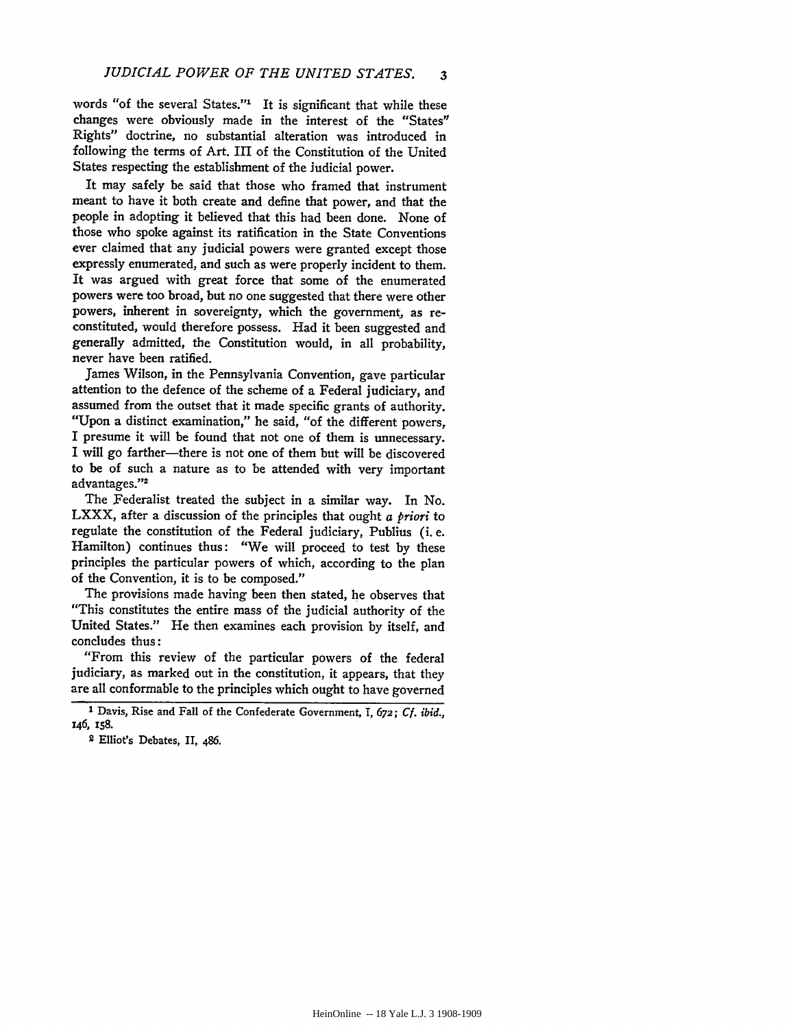words "of the several States."[1] It is significant that while these changes were obviously made in the interest of the "States" Rights" doctrine, no substantial alteration was introduced in following the terms of Art. III of the Constitution of the United States respecting the establishment of the judicial power.

It may safely be said that those who framed that instrument meant to have it both create and define that power, and that the people in adopting it believed that this had been done. None of those who spoke against its ratification in the State Conventions ever claimed that any judicial powers were granted except those expressly enumerated, and such as were properly incident to them. It was argued with great force that some of the enumerated powers were too broad, but no one suggested that there were other powers, inherent in sovereignty, which the government, as reconstituted, would therefore possess. Had it been suggested and generally admitted, the Constitution would, in all probability, never have been ratified.

James Wilson, in the Pennsylvania Convention, gave particular attention to the defence of the scheme of a Federal judiciary, and assumed from the outset that it made specific grants of authority. "Upon a distinct examination," he said, "of the different powers, I presume it will be found that not one of them is unnecessary. I will go farther—there is not one of them but will be discovered to be of such a nature as to be attended with very important advantages."[2]

The Federalist treated the subject in a similar way. In No. LXXX, after a discussion of the principles that ought *a priori* to regulate the constitution of the Federal judiciary, Publius (i. e. Hamilton) continues thus: "We will proceed to test by these principles the particular powers of which, according to the plan of the Convention, it is to be composed."

The provisions made having been then stated, he observes that "This constitutes the entire mass of the judicial authority of the United States." He then examines each provision by itself, and concludes thus:

"From this review of the particular powers of the federal judiciary, as marked out in the constitution, it appears, that they are all conformable to the principles which ought to have governed

---

[1] Davis, Rise and Fall of the Confederate Government, I, 672; *Cf. ibid.*, 146, 158.

[2] Elliot's Debates, II, 486.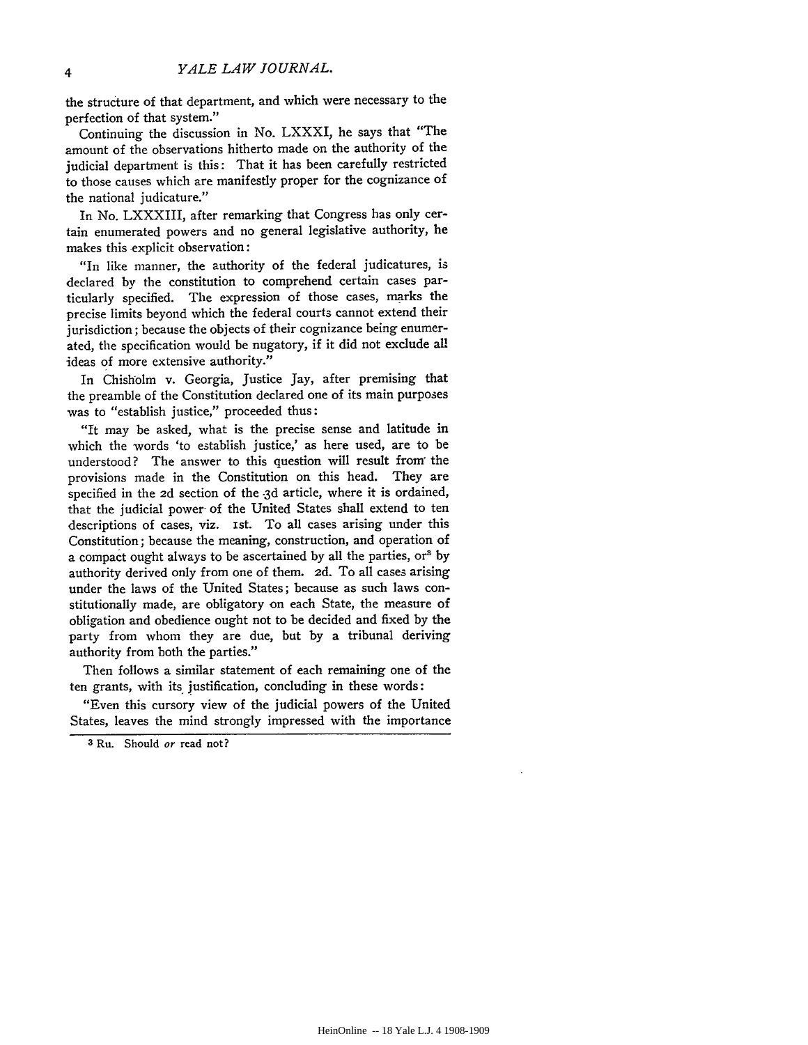the structure of that department, and which were necessary to the perfection of that system."

Continuing the discussion in No. LXXXI, he says that "The amount of the observations hitherto made on the authority of the judicial department is this: That it has been carefully restricted to those causes which are manifestly proper for the cognizance of the national judicature."

In No. LXXXIII, after remarking that Congress has only certain enumerated powers and no general legislative authority, he makes this explicit observation:

"In like manner, the authority of the federal judicatures, is declared by the constitution to comprehend certain cases particularly specified. The expression of those cases, marks the precise limits beyond which the federal courts cannot extend their jurisdiction; because the objects of their cognizance being enumerated, the specification would be nugatory, if it did not exclude all ideas of more extensive authority."

In Chisholm v. Georgia, Justice Jay, after premising that the preamble of the Constitution declared one of its main purposes was to "establish justice," proceeded thus:

"It may be asked, what is the precise sense and latitude in which the words 'to establish justice,' as here used, are to be understood? The answer to this question will result from the provisions made in the Constitution on this head. They are specified in the 2d section of the 3d article, where it is ordained, that the judicial power of the United States shall extend to ten descriptions of cases, viz. 1st. To all cases arising under this Constitution; because the meaning, construction, and operation of a compact ought always to be ascertained by all the parties, or[3] by authority derived only from one of them. 2d. To all cases arising under the laws of the United States; because as such laws constitutionally made, are obligatory on each State, the measure of obligation and obedience ought not to be decided and fixed by the party from whom they are due, but by a tribunal deriving authority from both the parties."

Then follows a similar statement of each remaining one of the ten grants, with its justification, concluding in these words:

"Even this cursory view of the judicial powers of the United States, leaves the mind strongly impressed with the importance

---

[3] Ru. Should *or* read not?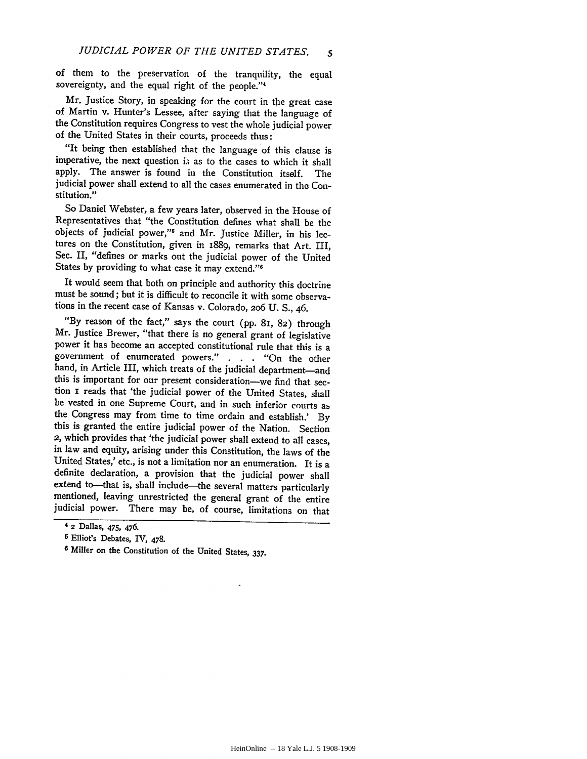of them to the preservation of the tranquility, the equal sovereignty, and the equal right of the people."[4]

Mr. Justice Story, in speaking for the court in the great case of Martin v. Hunter's Lessee, after saying that the language of the Constitution requires Congress to vest the whole judicial power of the United States in their courts, proceeds thus:

"It being then established that the language of this clause is imperative, the next question is as to the cases to which it shall apply. The answer is found in the Constitution itself. The judicial power shall extend to all the cases enumerated in the Constitution."

So Daniel Webster, a few years later, observed in the House of Representatives that "the Constitution defines what shall be the objects of judicial power,"[5] and Mr. Justice Miller, in his lectures on the Constitution, given in 1889, remarks that Art. III, Sec. II, "defines or marks out the judicial power of the United States by providing to what case it may extend."[6]

It would seem that both on principle and authority this doctrine must be sound; but it is difficult to reconcile it with some observations in the recent case of Kansas v. Colorado, 206 U. S., 46.

"By reason of the fact," says the court (pp. 81, 82) through Mr. Justice Brewer, "that there is no general grant of legislative power it has become an accepted constitutional rule that this is a government of enumerated powers." . . . "On the other hand, in Article III, which treats of the judicial department—and this is important for our present consideration—we find that section 1 reads that 'the judicial power of the United States, shall be vested in one Supreme Court, and in such inferior courts as the Congress may from time to time ordain and establish.' By this is granted the entire judicial power of the Nation. Section 2, which provides that 'the judicial power shall extend to all cases, in law and equity, arising under this Constitution, the laws of the United States,' etc., is not a limitation nor an enumeration. It is a definite declaration, a provision that the judicial power shall extend to—that is, shall include—the several matters particularly mentioned, leaving unrestricted the general grant of the entire judicial power. There may be, of course, limitations on that

---

[4] 2 Dallas, 475, 476.

[5] Elliot's Debates, IV, 478.

[6] Miller on the Constitution of the United States, 337.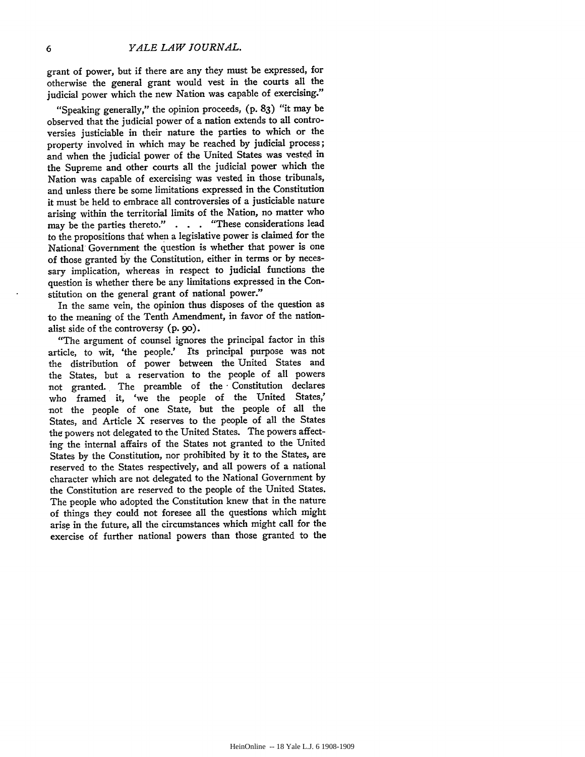grant of power, but if there are any they must be expressed, for otherwise the general grant would vest in the courts all the judicial power which the new Nation was capable of exercising."

"Speaking generally," the opinion proceeds, (p. 83) "it may be observed that the judicial power of a nation extends to all controversies justiciable in their nature the parties to which or the property involved in which may be reached by judicial process; and when the judicial power of the United States was vested in the Supreme and other courts all the judicial power which the Nation was capable of exercising was vested in those tribunals, and unless there be some limitations expressed in the Constitution it must be held to embrace all controversies of a justiciable nature arising within the territorial limits of the Nation, no matter who may be the parties thereto." . . . "These considerations lead to the propositions that when a legislative power is claimed for the National Government the question is whether that power is one of those granted by the Constitution, either in terms or by necessary implication, whereas in respect to judicial functions the question is whether there be any limitations expressed in the Constitution on the general grant of national power."

In the same vein, the opinion thus disposes of the question as to the meaning of the Tenth Amendment, in favor of the nationalist side of the controversy (p. 90).

"The argument of counsel ignores the principal factor in this article, to wit, 'the people.' Its principal purpose was not the distribution of power between the United States and the States, but a reservation to the people of all powers not granted. The preamble of the Constitution declares who framed it, 'we the people of the United States,' not the people of one State, but the people of all the States, and Article X reserves to the people of all the States the powers not delegated to the United States. The powers affecting the internal affairs of the States not granted to the United States by the Constitution, nor prohibited by it to the States, are reserved to the States respectively, and all powers of a national character which are not delegated to the National Government by the Constitution are reserved to the people of the United States. The people who adopted the Constitution knew that in the nature of things they could not foresee all the questions which might arise in the future, all the circumstances which might call for the exercise of further national powers than those granted to the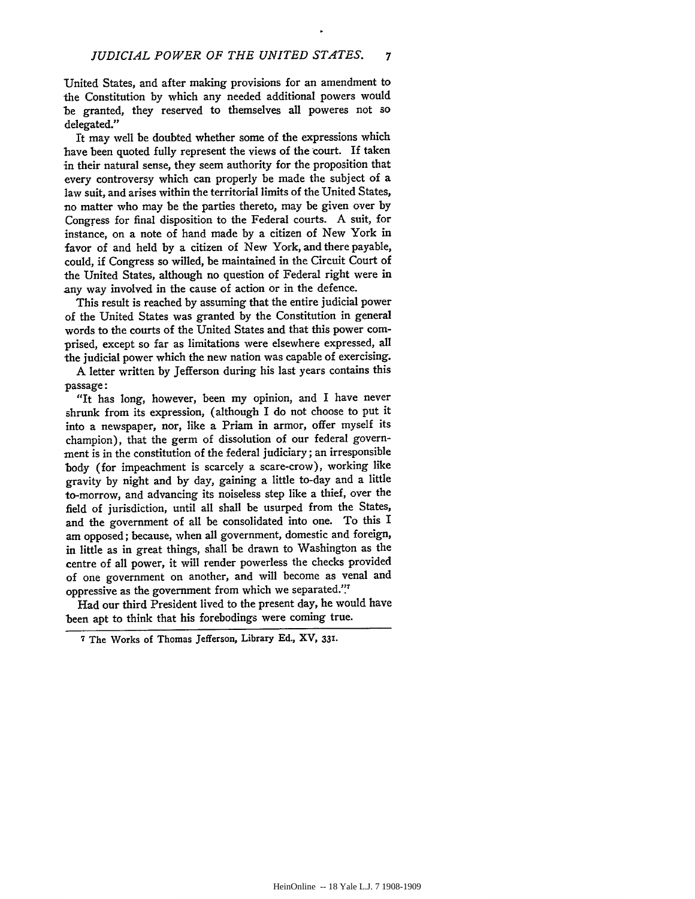United States, and after making provisions for an amendment to the Constitution by which any needed additional powers would be granted, they reserved to themselves all poweres not so delegated."

It may well be doubted whether some of the expressions which have been quoted fully represent the views of the court. If taken in their natural sense, they seem authority for the proposition that every controversy which can properly be made the subject of a law suit, and arises within the territorial limits of the United States, no matter who may be the parties thereto, may be given over by Congress for final disposition to the Federal courts. A suit, for instance, on a note of hand made by a citizen of New York in favor of and held by a citizen of New York, and there payable, could, if Congress so willed, be maintained in the Circuit Court of the United States, although no question of Federal right were in any way involved in the cause of action or in the defence.

This result is reached by assuming that the entire judicial power of the United States was granted by the Constitution in general words to the courts of the United States and that this power comprised, except so far as limitations were elsewhere expressed, all the judicial power which the new nation was capable of exercising.

A letter written by Jefferson during his last years contains this passage:

"It has long, however, been my opinion, and I have never shrunk from its expression, (although I do not choose to put it into a newspaper, nor, like a Priam in armor, offer myself its champion), that the germ of dissolution of our federal government is in the constitution of the federal judiciary; an irresponsible body (for impeachment is scarcely a scare-crow), working like gravity by night and by day, gaining a little to-day and a little to-morrow, and advancing its noiseless step like a thief, over the field of jurisdiction, until all shall be usurped from the States, and the government of all be consolidated into one. To this I am opposed; because, when all government, domestic and foreign, in little as in great things, shall be drawn to Washington as the centre of all power, it will render powerless the checks provided of one government on another, and will become as venal and oppressive as the government from which we separated."[7]

Had our third President lived to the present day, he would have been apt to think that his forebodings were coming true.

---

[7] The Works of Thomas Jefferson, Library Ed., XV, 331.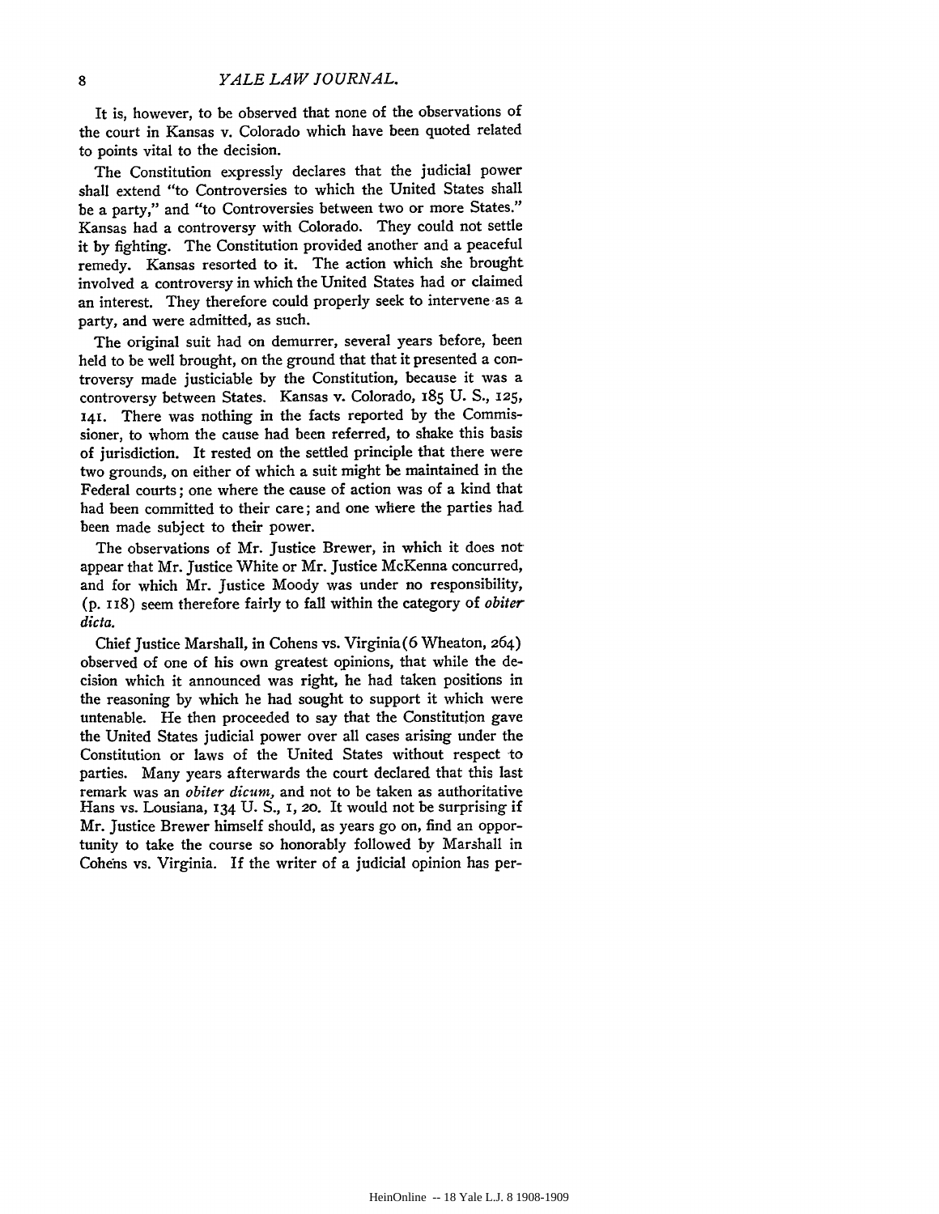It is, however, to be observed that none of the observations of the court in Kansas v. Colorado which have been quoted related to points vital to the decision.

The Constitution expressly declares that the judicial power shall extend "to Controversies to which the United States shall be a party," and "to Controversies between two or more States." Kansas had a controversy with Colorado. They could not settle it by fighting. The Constitution provided another and a peaceful remedy. Kansas resorted to it. The action which she brought involved a controversy in which the United States had or claimed an interest. They therefore could properly seek to intervene as a party, and were admitted, as such.

The original suit had on demurrer, several years before, been held to be well brought, on the ground that that it presented a controversy made justiciable by the Constitution, because it was a controversy between States. Kansas v. Colorado, 185 U. S., 125, 141. There was nothing in the facts reported by the Commissioner, to whom the cause had been referred, to shake this basis of jurisdiction. It rested on the settled principle that there were two grounds, on either of which a suit might be maintained in the Federal courts; one where the cause of action was of a kind that had been committed to their care; and one where the parties had been made subject to their power.

The observations of Mr. Justice Brewer, in which it does not appear that Mr. Justice White or Mr. Justice McKenna concurred, and for which Mr. Justice Moody was under no responsibility, (p. 118) seem therefore fairly to fall within the category of *obiter dicta.*

Chief Justice Marshall, in Cohens vs. Virginia (6 Wheaton, 264) observed of one of his own greatest opinions, that while the decision which it announced was right, he had taken positions in the reasoning by which he had sought to support it which were untenable. He then proceeded to say that the Constitution gave the United States judicial power over all cases arising under the Constitution or laws of the United States without respect to parties. Many years afterwards the court declared that this last remark was an *obiter dicum,* and not to be taken as authoritative Hans vs. Lousiana, 134 U. S., 1, 20. It would not be surprising if Mr. Justice Brewer himself should, as years go on, find an opportunity to take the course so honorably followed by Marshall in Cohens vs. Virginia. If the writer of a judicial opinion has per-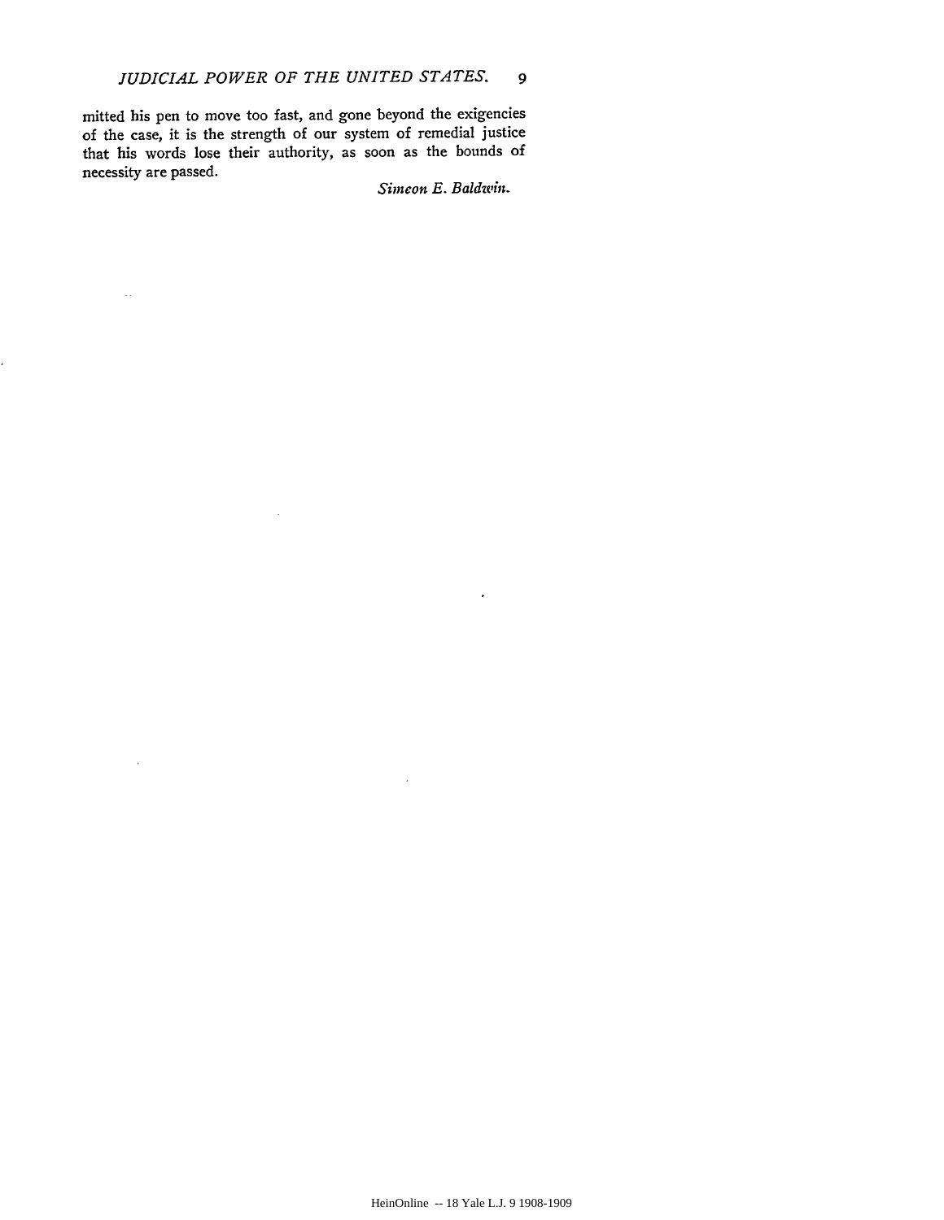mitted his pen to move too fast, and gone beyond the exigencies of the case, it is the strength of our system of remedial justice that his words lose their authority, as soon as the bounds of necessity are passed.

*Simeon E. Baldwin.*